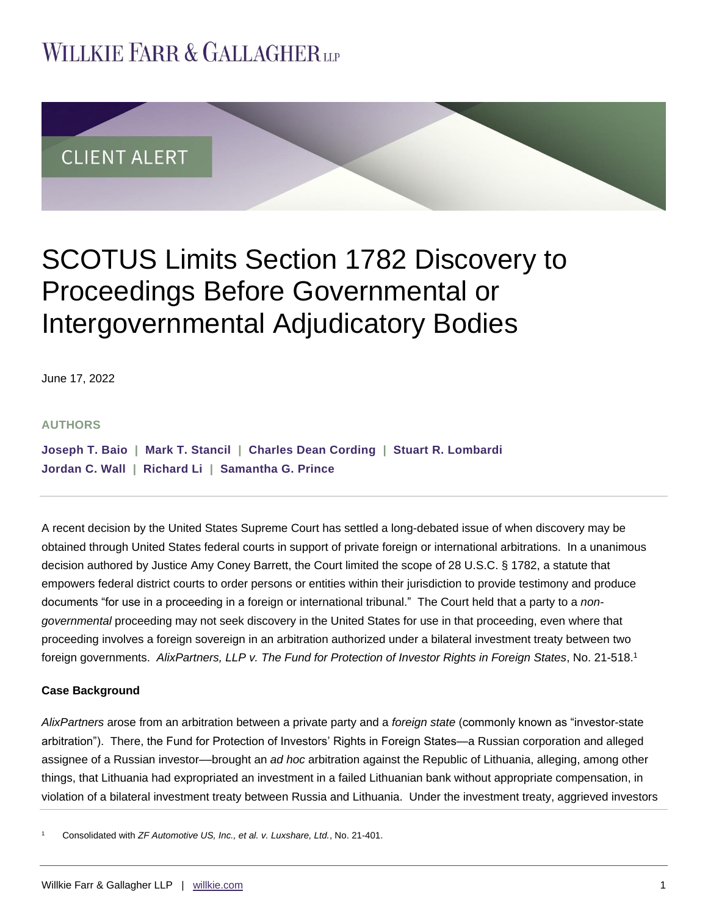# SCOTUS Limits Section 1782 Discovery to Proceedings Before Governmental or Intergovernmental Adjudicatory Bodies

June 17, 2022

**AUTHORS**

**Joseph T. Baio | Mark T. Stancil | Charles Dean Cording | Stuart R. Lombardi**
**Jordan C. Wall | Richard Li | Samantha G. Prince**

A recent decision by the United States Supreme Court has settled a long-debated issue of when discovery may be obtained through United States federal courts in support of private foreign or international arbitrations. In a unanimous decision authored by Justice Amy Coney Barrett, the Court limited the scope of 28 U.S.C. § 1782, a statute that empowers federal district courts to order persons or entities within their jurisdiction to provide testimony and produce documents "for use in a proceeding in a foreign or international tribunal." The Court held that a party to a *non-governmental* proceeding may not seek discovery in the United States for use in that proceeding, even where that proceeding involves a foreign sovereign in an arbitration authorized under a bilateral investment treaty between two foreign governments. *AlixPartners, LLP v. The Fund for Protection of Investor Rights in Foreign States*, No. 21-518.[1]

**Case Background**

*AlixPartners* arose from an arbitration between a private party and a *foreign state* (commonly known as "investor-state arbitration"). There, the Fund for Protection of Investors' Rights in Foreign States—a Russian corporation and alleged assignee of a Russian investor—brought an *ad hoc* arbitration against the Republic of Lithuania, alleging, among other things, that Lithuania had expropriated an investment in a failed Lithuanian bank without appropriate compensation, in violation of a bilateral investment treaty between Russia and Lithuania. Under the investment treaty, aggrieved investors

[1] Consolidated with *ZF Automotive US, Inc., et al. v. Luxshare, Ltd.*, No. 21-401.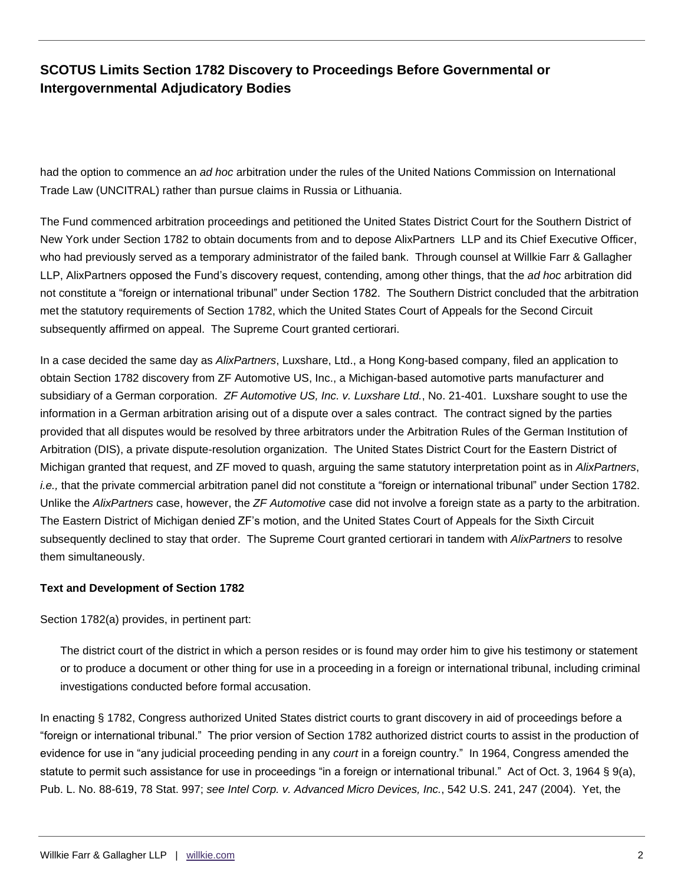had the option to commence an *ad hoc* arbitration under the rules of the United Nations Commission on International Trade Law (UNCITRAL) rather than pursue claims in Russia or Lithuania.

The Fund commenced arbitration proceedings and petitioned the United States District Court for the Southern District of New York under Section 1782 to obtain documents from and to depose AlixPartners LLP and its Chief Executive Officer, who had previously served as a temporary administrator of the failed bank. Through counsel at Willkie Farr & Gallagher LLP, AlixPartners opposed the Fund's discovery request, contending, among other things, that the *ad hoc* arbitration did not constitute a "foreign or international tribunal" under Section 1782. The Southern District concluded that the arbitration met the statutory requirements of Section 1782, which the United States Court of Appeals for the Second Circuit subsequently affirmed on appeal. The Supreme Court granted certiorari.

In a case decided the same day as *AlixPartners*, Luxshare, Ltd., a Hong Kong-based company, filed an application to obtain Section 1782 discovery from ZF Automotive US, Inc., a Michigan-based automotive parts manufacturer and subsidiary of a German corporation. *ZF Automotive US, Inc. v. Luxshare Ltd.*, No. 21-401. Luxshare sought to use the information in a German arbitration arising out of a dispute over a sales contract. The contract signed by the parties provided that all disputes would be resolved by three arbitrators under the Arbitration Rules of the German Institution of Arbitration (DIS), a private dispute-resolution organization. The United States District Court for the Eastern District of Michigan granted that request, and ZF moved to quash, arguing the same statutory interpretation point as in *AlixPartners*, *i.e.,* that the private commercial arbitration panel did not constitute a "foreign or international tribunal" under Section 1782. Unlike the *AlixPartners* case, however, the *ZF Automotive* case did not involve a foreign state as a party to the arbitration. The Eastern District of Michigan denied ZF's motion, and the United States Court of Appeals for the Sixth Circuit subsequently declined to stay that order. The Supreme Court granted certiorari in tandem with *AlixPartners* to resolve them simultaneously.

**Text and Development of Section 1782**

Section 1782(a) provides, in pertinent part:

> The district court of the district in which a person resides or is found may order him to give his testimony or statement or to produce a document or other thing for use in a proceeding in a foreign or international tribunal, including criminal investigations conducted before formal accusation.

In enacting § 1782, Congress authorized United States district courts to grant discovery in aid of proceedings before a "foreign or international tribunal." The prior version of Section 1782 authorized district courts to assist in the production of evidence for use in "any judicial proceeding pending in any *court* in a foreign country." In 1964, Congress amended the statute to permit such assistance for use in proceedings "in a foreign or international tribunal." Act of Oct. 3, 1964 § 9(a), Pub. L. No. 88-619, 78 Stat. 997; *see Intel Corp. v. Advanced Micro Devices, Inc.*, 542 U.S. 241, 247 (2004). Yet, the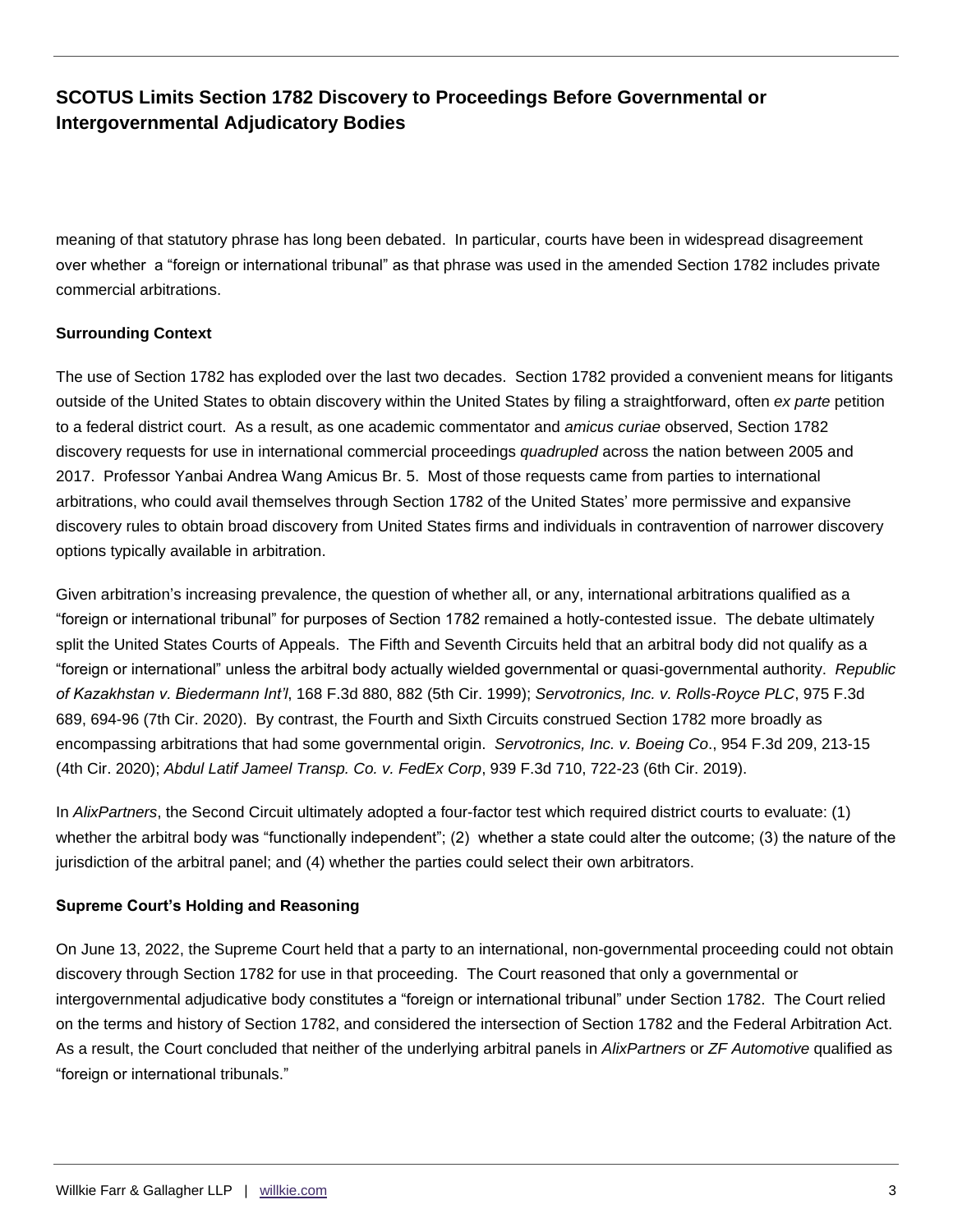meaning of that statutory phrase has long been debated. In particular, courts have been in widespread disagreement over whether a "foreign or international tribunal" as that phrase was used in the amended Section 1782 includes private commercial arbitrations.

**Surrounding Context**

The use of Section 1782 has exploded over the last two decades. Section 1782 provided a convenient means for litigants outside of the United States to obtain discovery within the United States by filing a straightforward, often *ex parte* petition to a federal district court. As a result, as one academic commentator and *amicus curiae* observed, Section 1782 discovery requests for use in international commercial proceedings *quadrupled* across the nation between 2005 and 2017. Professor Yanbai Andrea Wang Amicus Br. 5. Most of those requests came from parties to international arbitrations, who could avail themselves through Section 1782 of the United States' more permissive and expansive discovery rules to obtain broad discovery from United States firms and individuals in contravention of narrower discovery options typically available in arbitration.

Given arbitration's increasing prevalence, the question of whether all, or any, international arbitrations qualified as a "foreign or international tribunal" for purposes of Section 1782 remained a hotly-contested issue. The debate ultimately split the United States Courts of Appeals. The Fifth and Seventh Circuits held that an arbitral body did not qualify as a "foreign or international" unless the arbitral body actually wielded governmental or quasi-governmental authority. *Republic of Kazakhstan v. Biedermann Int'l*, 168 F.3d 880, 882 (5th Cir. 1999); *Servotronics, Inc. v. Rolls-Royce PLC*, 975 F.3d 689, 694-96 (7th Cir. 2020). By contrast, the Fourth and Sixth Circuits construed Section 1782 more broadly as encompassing arbitrations that had some governmental origin. *Servotronics, Inc. v. Boeing Co*., 954 F.3d 209, 213-15 (4th Cir. 2020); *Abdul Latif Jameel Transp. Co. v. FedEx Corp*, 939 F.3d 710, 722-23 (6th Cir. 2019).

In *AlixPartners*, the Second Circuit ultimately adopted a four-factor test which required district courts to evaluate: (1) whether the arbitral body was "functionally independent"; (2) whether a state could alter the outcome; (3) the nature of the jurisdiction of the arbitral panel; and (4) whether the parties could select their own arbitrators.

**Supreme Court's Holding and Reasoning**

On June 13, 2022, the Supreme Court held that a party to an international, non-governmental proceeding could not obtain discovery through Section 1782 for use in that proceeding. The Court reasoned that only a governmental or intergovernmental adjudicative body constitutes a "foreign or international tribunal" under Section 1782. The Court relied on the terms and history of Section 1782, and considered the intersection of Section 1782 and the Federal Arbitration Act. As a result, the Court concluded that neither of the underlying arbitral panels in *AlixPartners* or *ZF Automotive* qualified as "foreign or international tribunals."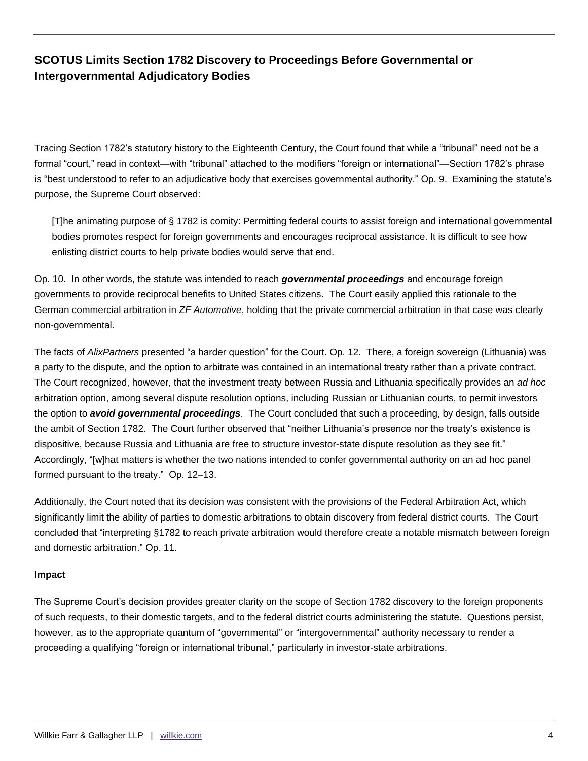Tracing Section 1782's statutory history to the Eighteenth Century, the Court found that while a "tribunal" need not be a formal "court," read in context—with "tribunal" attached to the modifiers "foreign or international"—Section 1782's phrase is "best understood to refer to an adjudicative body that exercises governmental authority." Op. 9. Examining the statute's purpose, the Supreme Court observed:

> [T]he animating purpose of § 1782 is comity: Permitting federal courts to assist foreign and international governmental bodies promotes respect for foreign governments and encourages reciprocal assistance. It is difficult to see how enlisting district courts to help private bodies would serve that end.

Op. 10. In other words, the statute was intended to reach ***governmental proceedings*** and encourage foreign governments to provide reciprocal benefits to United States citizens. The Court easily applied this rationale to the German commercial arbitration in *ZF Automotive*, holding that the private commercial arbitration in that case was clearly non-governmental.

The facts of *AlixPartners* presented "a harder question" for the Court. Op. 12. There, a foreign sovereign (Lithuania) was a party to the dispute, and the option to arbitrate was contained in an international treaty rather than a private contract. The Court recognized, however, that the investment treaty between Russia and Lithuania specifically provides an *ad hoc* arbitration option, among several dispute resolution options, including Russian or Lithuanian courts, to permit investors the option to ***avoid governmental proceedings***. The Court concluded that such a proceeding, by design, falls outside the ambit of Section 1782. The Court further observed that "neither Lithuania's presence nor the treaty's existence is dispositive, because Russia and Lithuania are free to structure investor-state dispute resolution as they see fit." Accordingly, "[w]hat matters is whether the two nations intended to confer governmental authority on an ad hoc panel formed pursuant to the treaty." Op. 12–13.

Additionally, the Court noted that its decision was consistent with the provisions of the Federal Arbitration Act, which significantly limit the ability of parties to domestic arbitrations to obtain discovery from federal district courts. The Court concluded that "interpreting §1782 to reach private arbitration would therefore create a notable mismatch between foreign and domestic arbitration." Op. 11.

**Impact**

The Supreme Court's decision provides greater clarity on the scope of Section 1782 discovery to the foreign proponents of such requests, to their domestic targets, and to the federal district courts administering the statute. Questions persist, however, as to the appropriate quantum of "governmental" or "intergovernmental" authority necessary to render a proceeding a qualifying "foreign or international tribunal," particularly in investor-state arbitrations.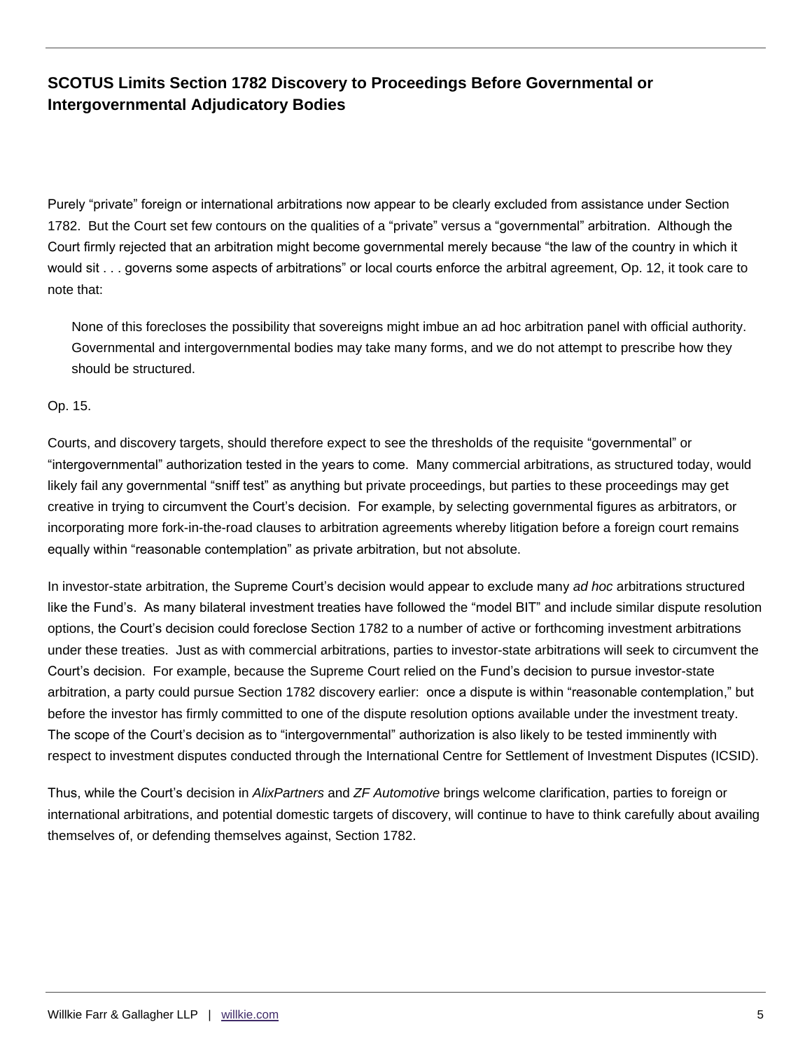Purely "private" foreign or international arbitrations now appear to be clearly excluded from assistance under Section 1782. But the Court set few contours on the qualities of a "private" versus a "governmental" arbitration. Although the Court firmly rejected that an arbitration might become governmental merely because "the law of the country in which it would sit . . . governs some aspects of arbitrations" or local courts enforce the arbitral agreement, Op. 12, it took care to note that:

> None of this forecloses the possibility that sovereigns might imbue an ad hoc arbitration panel with official authority. Governmental and intergovernmental bodies may take many forms, and we do not attempt to prescribe how they should be structured.

Op. 15.

Courts, and discovery targets, should therefore expect to see the thresholds of the requisite "governmental" or "intergovernmental" authorization tested in the years to come. Many commercial arbitrations, as structured today, would likely fail any governmental "sniff test" as anything but private proceedings, but parties to these proceedings may get creative in trying to circumvent the Court's decision. For example, by selecting governmental figures as arbitrators, or incorporating more fork-in-the-road clauses to arbitration agreements whereby litigation before a foreign court remains equally within "reasonable contemplation" as private arbitration, but not absolute.

In investor-state arbitration, the Supreme Court's decision would appear to exclude many *ad hoc* arbitrations structured like the Fund's. As many bilateral investment treaties have followed the "model BIT" and include similar dispute resolution options, the Court's decision could foreclose Section 1782 to a number of active or forthcoming investment arbitrations under these treaties. Just as with commercial arbitrations, parties to investor-state arbitrations will seek to circumvent the Court's decision. For example, because the Supreme Court relied on the Fund's decision to pursue investor-state arbitration, a party could pursue Section 1782 discovery earlier: once a dispute is within "reasonable contemplation," but before the investor has firmly committed to one of the dispute resolution options available under the investment treaty. The scope of the Court's decision as to "intergovernmental" authorization is also likely to be tested imminently with respect to investment disputes conducted through the International Centre for Settlement of Investment Disputes (ICSID).

Thus, while the Court's decision in *AlixPartners* and *ZF Automotive* brings welcome clarification, parties to foreign or international arbitrations, and potential domestic targets of discovery, will continue to have to think carefully about availing themselves of, or defending themselves against, Section 1782.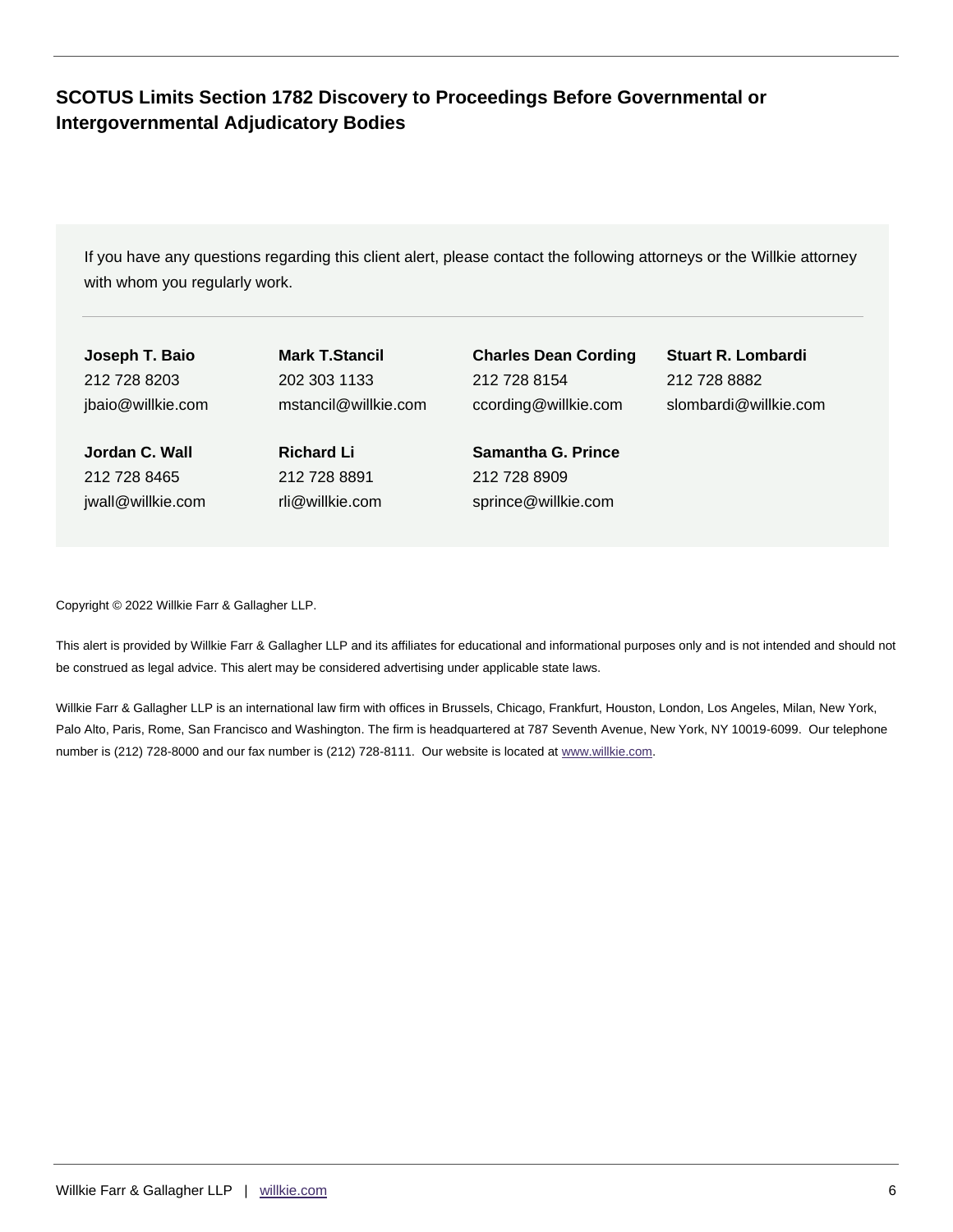## SCOTUS Limits Section 1782 Discovery to Proceedings Before Governmental or Intergovernmental Adjudicatory Bodies

If you have any questions regarding this client alert, please contact the following attorneys or the Willkie attorney with whom you regularly work.

**Joseph T. Baio**
212 728 8203
jbaio@willkie.com

**Mark T.Stancil**
202 303 1133
mstancil@willkie.com

**Charles Dean Cording**
212 728 8154
ccording@willkie.com

**Stuart R. Lombardi**
212 728 8882
slombardi@willkie.com

**Jordan C. Wall**
212 728 8465
jwall@willkie.com

**Richard Li**
212 728 8891
rli@willkie.com

**Samantha G. Prince**
212 728 8909
sprince@willkie.com

Copyright © 2022 Willkie Farr & Gallagher LLP.

This alert is provided by Willkie Farr & Gallagher LLP and its affiliates for educational and informational purposes only and is not intended and should not be construed as legal advice. This alert may be considered advertising under applicable state laws.

Willkie Farr & Gallagher LLP is an international law firm with offices in Brussels, Chicago, Frankfurt, Houston, London, Los Angeles, Milan, New York, Palo Alto, Paris, Rome, San Francisco and Washington. The firm is headquartered at 787 Seventh Avenue, New York, NY 10019-6099. Our telephone number is (212) 728-8000 and our fax number is (212) 728-8111. Our website is located at www.willkie.com.